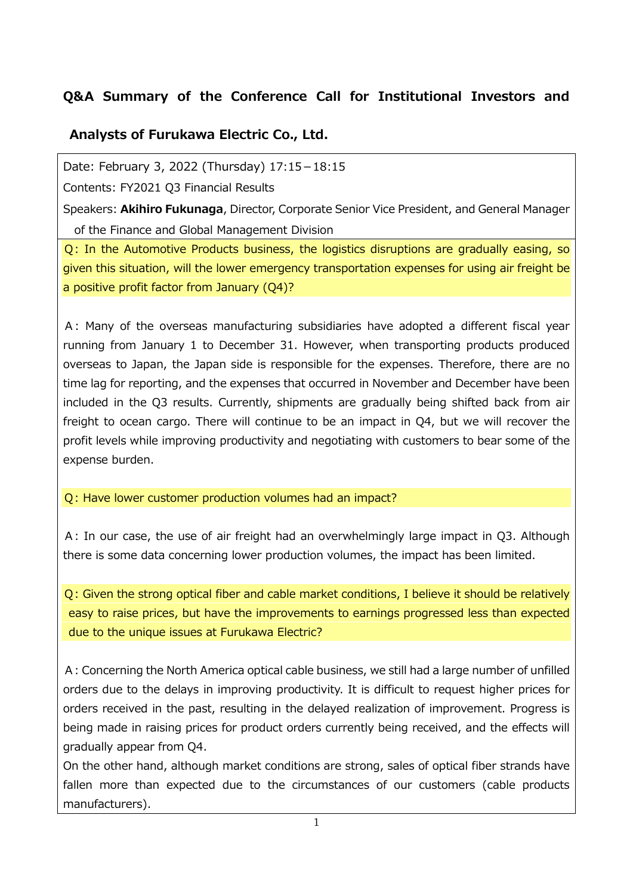## Q&A Summary of the Conference Call for Institutional Investors and Analysts of Furukawa Electric Co., Ltd.

Date: February 3, 2022 (Thursday) 17:15－18:15

Contents: FY2021 Q3 Financial Results

Speakers: **Akihiro Fukunaga**, Director, Corporate Senior Vice President, and General Manager of the Finance and Global Management Division

Q：In the Automotive Products business, the logistics disruptions are gradually easing, so given this situation, will the lower emergency transportation expenses for using air freight be a positive profit factor from January (Q4)?

A：Many of the overseas manufacturing subsidiaries have adopted a different fiscal year running from January 1 to December 31. However, when transporting products produced overseas to Japan, the Japan side is responsible for the expenses. Therefore, there are no time lag for reporting, and the expenses that occurred in November and December have been included in the Q3 results. Currently, shipments are gradually being shifted back from air freight to ocean cargo. There will continue to be an impact in Q4, but we will recover the profit levels while improving productivity and negotiating with customers to bear some of the expense burden.

Q：Have lower customer production volumes had an impact?

A：In our case, the use of air freight had an overwhelmingly large impact in Q3. Although there is some data concerning lower production volumes, the impact has been limited.

Q：Given the strong optical fiber and cable market conditions, I believe it should be relatively easy to raise prices, but have the improvements to earnings progressed less than expected due to the unique issues at Furukawa Electric?

A：Concerning the North America optical cable business, we still had a large number of unfilled orders due to the delays in improving productivity. It is difficult to request higher prices for orders received in the past, resulting in the delayed realization of improvement. Progress is being made in raising prices for product orders currently being received, and the effects will gradually appear from Q4.

On the other hand, although market conditions are strong, sales of optical fiber strands have fallen more than expected due to the circumstances of our customers (cable products manufacturers).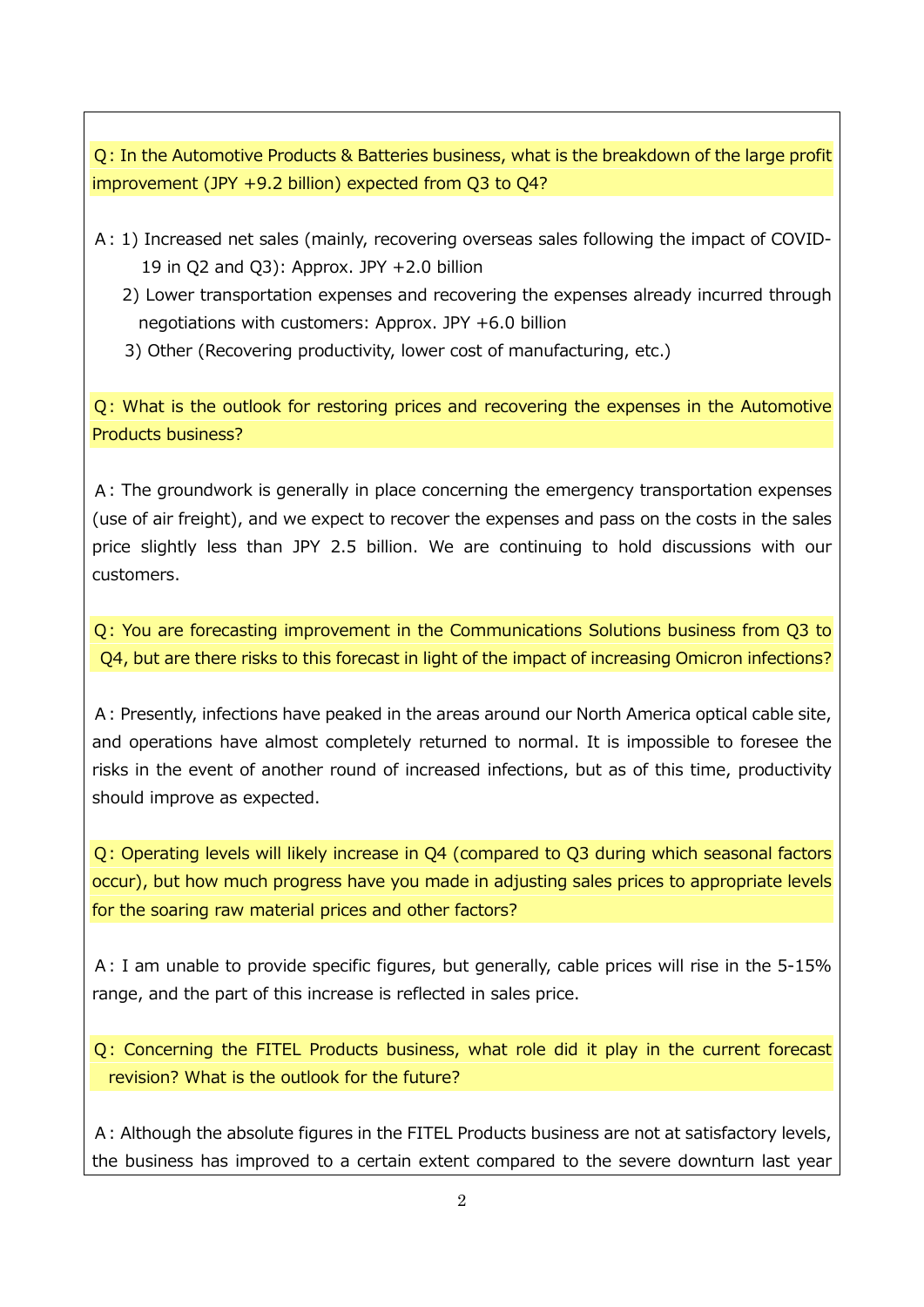Q: In the Automotive Products & Batteries business, what is the breakdown of the large profit improvement (JPY +9.2 billion) expected from Q3 to Q4?

A: 1) Increased net sales (mainly, recovering overseas sales following the impact of COVID-19 in Q2 and Q3): Approx. JPY +2.0 billion
2) Lower transportation expenses and recovering the expenses already incurred through negotiations with customers: Approx. JPY +6.0 billion
3) Other (Recovering productivity, lower cost of manufacturing, etc.)

Q: What is the outlook for restoring prices and recovering the expenses in the Automotive Products business?

A: The groundwork is generally in place concerning the emergency transportation expenses (use of air freight), and we expect to recover the expenses and pass on the costs in the sales price slightly less than JPY 2.5 billion. We are continuing to hold discussions with our customers.

Q: You are forecasting improvement in the Communications Solutions business from Q3 to Q4, but are there risks to this forecast in light of the impact of increasing Omicron infections?

A: Presently, infections have peaked in the areas around our North America optical cable site, and operations have almost completely returned to normal. It is impossible to foresee the risks in the event of another round of increased infections, but as of this time, productivity should improve as expected.

Q: Operating levels will likely increase in Q4 (compared to Q3 during which seasonal factors occur), but how much progress have you made in adjusting sales prices to appropriate levels for the soaring raw material prices and other factors?

A: I am unable to provide specific figures, but generally, cable prices will rise in the 5-15% range, and the part of this increase is reflected in sales price.

Q: Concerning the FITEL Products business, what role did it play in the current forecast revision? What is the outlook for the future?

A: Although the absolute figures in the FITEL Products business are not at satisfactory levels, the business has improved to a certain extent compared to the severe downturn last year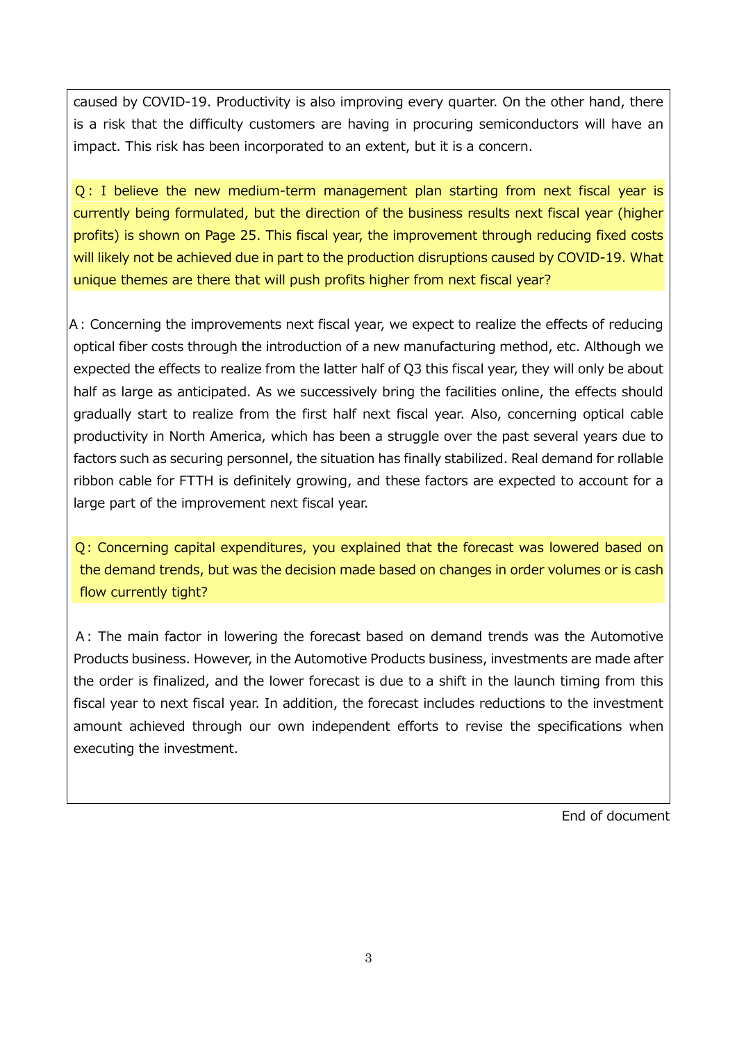caused by COVID-19. Productivity is also improving every quarter. On the other hand, there is a risk that the difficulty customers are having in procuring semiconductors will have an impact. This risk has been incorporated to an extent, but it is a concern.

Q：I believe the new medium-term management plan starting from next fiscal year is currently being formulated, but the direction of the business results next fiscal year (higher profits) is shown on Page 25. This fiscal year, the improvement through reducing fixed costs will likely not be achieved due in part to the production disruptions caused by COVID-19. What unique themes are there that will push profits higher from next fiscal year?

A：Concerning the improvements next fiscal year, we expect to realize the effects of reducing optical fiber costs through the introduction of a new manufacturing method, etc. Although we expected the effects to realize from the latter half of Q3 this fiscal year, they will only be about half as large as anticipated. As we successively bring the facilities online, the effects should gradually start to realize from the first half next fiscal year. Also, concerning optical cable productivity in North America, which has been a struggle over the past several years due to factors such as securing personnel, the situation has finally stabilized. Real demand for rollable ribbon cable for FTTH is definitely growing, and these factors are expected to account for a large part of the improvement next fiscal year.

Q：Concerning capital expenditures, you explained that the forecast was lowered based on the demand trends, but was the decision made based on changes in order volumes or is cash flow currently tight?

A：The main factor in lowering the forecast based on demand trends was the Automotive Products business. However, in the Automotive Products business, investments are made after the order is finalized, and the lower forecast is due to a shift in the launch timing from this fiscal year to next fiscal year. In addition, the forecast includes reductions to the investment amount achieved through our own independent efforts to revise the specifications when executing the investment.

End of document